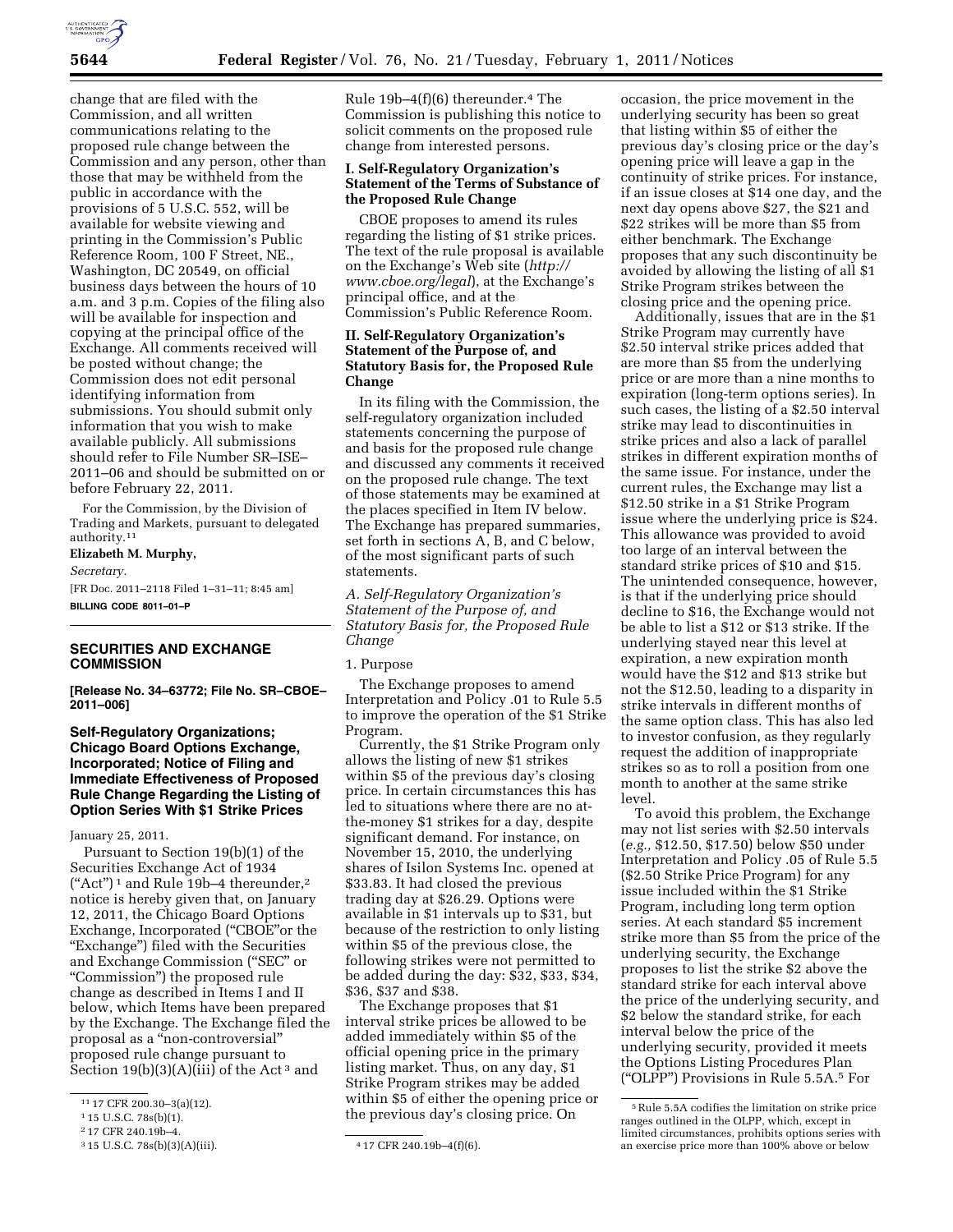change that are filed with the Commission, and all written communications relating to the proposed rule change between the Commission and any person, other than those that may be withheld from the public in accordance with the provisions of 5 U.S.C. 552, will be available for website viewing and printing in the Commission's Public Reference Room, 100 F Street, NE., Washington, DC 20549, on official business days between the hours of 10 a.m. and 3 p.m. Copies of the filing also will be available for inspection and copying at the principal office of the Exchange. All comments received will be posted without change; the Commission does not edit personal identifying information from submissions. You should submit only information that you wish to make available publicly. All submissions should refer to File Number SR–ISE–2011–06 and should be submitted on or before February 22, 2011.

For the Commission, by the Division of Trading and Markets, pursuant to delegated authority.[11]

**Elizabeth M. Murphy,**

*Secretary.*

[FR Doc. 2011–2118 Filed 1–31–11; 8:45 am]

**BILLING CODE 8011–01–P**

---

## SECURITIES AND EXCHANGE COMMISSION

**[Release No. 34–63772; File No. SR–CBOE–2011–006]**

### Self-Regulatory Organizations; Chicago Board Options Exchange, Incorporated; Notice of Filing and Immediate Effectiveness of Proposed Rule Change Regarding the Listing of Option Series With $1 Strike Prices

January 25, 2011.

Pursuant to Section 19(b)(1) of the Securities Exchange Act of 1934 ("Act")[1] and Rule 19b–4 thereunder,[2] notice is hereby given that, on January 12, 2011, the Chicago Board Options Exchange, Incorporated ("CBOE"or the "Exchange") filed with the Securities and Exchange Commission ("SEC" or "Commission") the proposed rule change as described in Items I and II below, which Items have been prepared by the Exchange. The Exchange filed the proposal as a "non-controversial" proposed rule change pursuant to Section 19(b)(3)(A)(iii) of the Act[3] and Rule 19b–4(f)(6) thereunder.[4] The Commission is publishing this notice to solicit comments on the proposed rule change from interested persons.

#### I. Self-Regulatory Organization's Statement of the Terms of Substance of the Proposed Rule Change

CBOE proposes to amend its rules regarding the listing of $1 strike prices. The text of the rule proposal is available on the Exchange's Web site (*http://www.cboe.org/legal*), at the Exchange's principal office, and at the Commission's Public Reference Room.

#### II. Self-Regulatory Organization's Statement of the Purpose of, and Statutory Basis for, the Proposed Rule Change

In its filing with the Commission, the self-regulatory organization included statements concerning the purpose of and basis for the proposed rule change and discussed any comments it received on the proposed rule change. The text of those statements may be examined at the places specified in Item IV below. The Exchange has prepared summaries, set forth in sections A, B, and C below, of the most significant parts of such statements.

*A. Self-Regulatory Organization's Statement of the Purpose of, and Statutory Basis for, the Proposed Rule Change*

1. Purpose

The Exchange proposes to amend Interpretation and Policy .01 to Rule 5.5 to improve the operation of the $1 Strike Program.

Currently, the $1 Strike Program only allows the listing of new $1 strikes within $5 of the previous day's closing price. In certain circumstances this has led to situations where there are no at-the-money $1 strikes for a day, despite significant demand. For instance, on November 15, 2010, the underlying shares of Isilon Systems Inc. opened at $33.83. It had closed the previous trading day at $26.29. Options were available in $1 intervals up to $31, but because of the restriction to only listing within $5 of the previous close, the following strikes were not permitted to be added during the day: $32, $33, $34, $36, $37 and $38.

The Exchange proposes that $1 interval strike prices be allowed to be added immediately within $5 of the official opening price in the primary listing market. Thus, on any day, $1 Strike Program strikes may be added within $5 of either the opening price or the previous day's closing price. On occasion, the price movement in the underlying security has been so great that listing within $5 of either the previous day's closing price or the day's opening price will leave a gap in the continuity of strike prices. For instance, if an issue closes at $14 one day, and the next day opens above $27, the $21 and $22 strikes will be more than $5 from either benchmark. The Exchange proposes that any such discontinuity be avoided by allowing the listing of all $1 Strike Program strikes between the closing price and the opening price.

Additionally, issues that are in the $1 Strike Program may currently have $2.50 interval strike prices added that are more than $5 from the underlying price or are more than a nine months to expiration (long-term options series). In such cases, the listing of a $2.50 interval strike may lead to discontinuities in strike prices and also a lack of parallel strikes in different expiration months of the same issue. For instance, under the current rules, the Exchange may list a $12.50 strike in a $1 Strike Program issue where the underlying price is $24. This allowance was provided to avoid too large of an interval between the standard strike prices of $10 and $15. The unintended consequence, however, is that if the underlying price should decline to $16, the Exchange would not be able to list a $12 or $13 strike. If the underlying stayed near this level at expiration, a new expiration month would have the $12 and $13 strike but not the $12.50, leading to a disparity in strike intervals in different months of the same option class. This has also led to investor confusion, as they regularly request the addition of inappropriate strikes so as to roll a position from one month to another at the same strike level.

To avoid this problem, the Exchange may not list series with $2.50 intervals (*e.g.,* $12.50, $17.50) below $50 under Interpretation and Policy .05 of Rule 5.5 ($2.50 Strike Price Program) for any issue included within the $1 Strike Program, including long term option series. At each standard $5 increment strike more than $5 from the price of the underlying security, the Exchange proposes to list the strike $2 above the standard strike for each interval above the price of the underlying security, and $2 below the standard strike, for each interval below the price of the underlying security, provided it meets the Options Listing Procedures Plan ("OLPP") Provisions in Rule 5.5A.[5] For

---

[11] 17 CFR 200.30–3(a)(12).

[1] 15 U.S.C. 78s(b)(1).

[2] 17 CFR 240.19b–4.

[3] 15 U.S.C. 78s(b)(3)(A)(iii).

[4] 17 CFR 240.19b–4(f)(6).

[5] Rule 5.5A codifies the limitation on strike price ranges outlined in the OLPP, which, except in limited circumstances, prohibits options series with an exercise price more than 100% above or below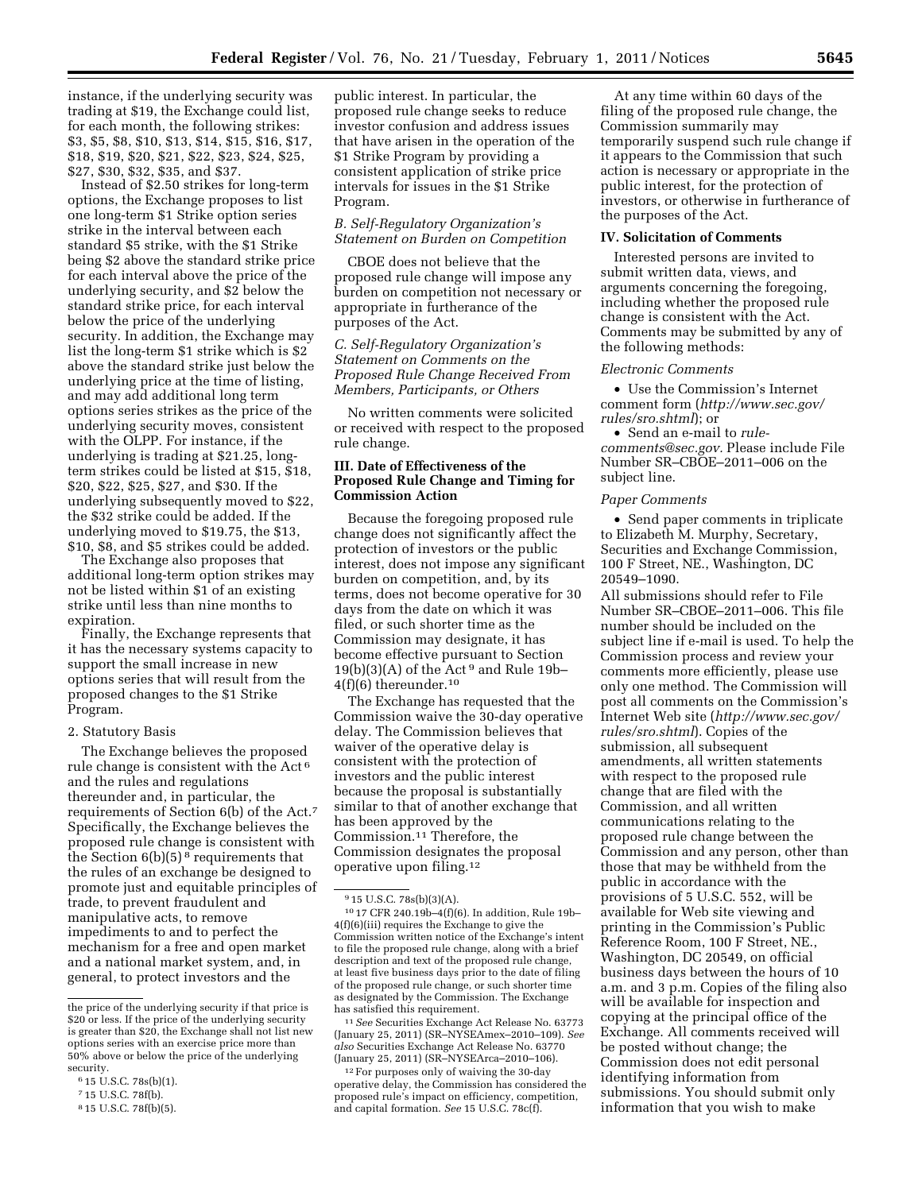instance, if the underlying security was trading at $19, the Exchange could list, for each month, the following strikes: $3, $5, $8, $10, $13, $14, $15, $16, $17, $18, $19, $20, $21, $22, $23, $24, $25, $27, $30, $32, $35, and $37.

Instead of $2.50 strikes for long-term options, the Exchange proposes to list one long-term $1 Strike option series strike in the interval between each standard $5 strike, with the $1 Strike being $2 above the standard strike price for each interval above the price of the underlying security, and $2 below the standard strike price, for each interval below the price of the underlying security. In addition, the Exchange may list the long-term $1 strike which is $2 above the standard strike just below the underlying price at the time of listing, and may add additional long term options series strikes as the price of the underlying security moves, consistent with the OLPP. For instance, if the underlying is trading at $21.25, long-term strikes could be listed at $15, $18, $20, $22, $25, $27, and $30. If the underlying subsequently moved to $22, the $32 strike could be added. If the underlying moved to $19.75, the $13, $10, $8, and $5 strikes could be added.

The Exchange also proposes that additional long-term option strikes may not be listed within $1 of an existing strike until less than nine months to expiration.

Finally, the Exchange represents that it has the necessary systems capacity to support the small increase in new options series that will result from the proposed changes to the $1 Strike Program.

2. Statutory Basis

The Exchange believes the proposed rule change is consistent with the Act [6] and the rules and regulations thereunder and, in particular, the requirements of Section 6(b) of the Act.[7] Specifically, the Exchange believes the proposed rule change is consistent with the Section 6(b)(5) [8] requirements that the rules of an exchange be designed to promote just and equitable principles of trade, to prevent fraudulent and manipulative acts, to remove impediments to and to perfect the mechanism for a free and open market and a national market system, and, in general, to protect investors and the public interest. In particular, the proposed rule change seeks to reduce investor confusion and address issues that have arisen in the operation of the $1 Strike Program by providing a consistent application of strike price intervals for issues in the $1 Strike Program.

*B. Self-Regulatory Organization's Statement on Burden on Competition*

CBOE does not believe that the proposed rule change will impose any burden on competition not necessary or appropriate in furtherance of the purposes of the Act.

*C. Self-Regulatory Organization's Statement on Comments on the Proposed Rule Change Received From Members, Participants, or Others*

No written comments were solicited or received with respect to the proposed rule change.

**III. Date of Effectiveness of the Proposed Rule Change and Timing for Commission Action**

Because the foregoing proposed rule change does not significantly affect the protection of investors or the public interest, does not impose any significant burden on competition, and, by its terms, does not become operative for 30 days from the date on which it was filed, or such shorter time as the Commission may designate, it has become effective pursuant to Section 19(b)(3)(A) of the Act [9] and Rule 19b–4(f)(6) thereunder.[10]

The Exchange has requested that the Commission waive the 30-day operative delay. The Commission believes that waiver of the operative delay is consistent with the protection of investors and the public interest because the proposal is substantially similar to that of another exchange that has been approved by the Commission.[11] Therefore, the Commission designates the proposal operative upon filing.[12]

At any time within 60 days of the filing of the proposed rule change, the Commission summarily may temporarily suspend such rule change if it appears to the Commission that such action is necessary or appropriate in the public interest, for the protection of investors, or otherwise in furtherance of the purposes of the Act.

**IV. Solicitation of Comments**

Interested persons are invited to submit written data, views, and arguments concerning the foregoing, including whether the proposed rule change is consistent with the Act. Comments may be submitted by any of the following methods:

*Electronic Comments*

- Use the Commission's Internet comment form (*http://www.sec.gov/rules/sro.shtml*); or
- Send an e-mail to *rule-comments@sec.gov.* Please include File Number SR–CBOE–2011–006 on the subject line.

*Paper Comments*

- Send paper comments in triplicate to Elizabeth M. Murphy, Secretary, Securities and Exchange Commission, 100 F Street, NE., Washington, DC 20549–1090.

All submissions should refer to File Number SR–CBOE–2011–006. This file number should be included on the subject line if e-mail is used. To help the Commission process and review your comments more efficiently, please use only one method. The Commission will post all comments on the Commission's Internet Web site (*http://www.sec.gov/rules/sro.shtml*). Copies of the submission, all subsequent amendments, all written statements with respect to the proposed rule change that are filed with the Commission, and all written communications relating to the proposed rule change between the Commission and any person, other than those that may be withheld from the public in accordance with the provisions of 5 U.S.C. 552, will be available for Web site viewing and printing in the Commission's Public Reference Room, 100 F Street, NE., Washington, DC 20549, on official business days between the hours of 10 a.m. and 3 p.m. Copies of the filing also will be available for inspection and copying at the principal office of the Exchange. All comments received will be posted without change; the Commission does not edit personal identifying information from submissions. You should submit only information that you wish to make

---

the price of the underlying security if that price is $20 or less. If the price of the underlying security is greater than $20, the Exchange shall not list new options series with an exercise price more than 50% above or below the price of the underlying security.

[6] 15 U.S.C. 78s(b)(1).

[7] 15 U.S.C. 78f(b).

[8] 15 U.S.C. 78f(b)(5).

[9] 15 U.S.C. 78s(b)(3)(A).

[10] 17 CFR 240.19b–4(f)(6). In addition, Rule 19b–4(f)(6)(iii) requires the Exchange to give the Commission written notice of the Exchange's intent to file the proposed rule change, along with a brief description and text of the proposed rule change, at least five business days prior to the date of filing of the proposed rule change, or such shorter time as designated by the Commission. The Exchange has satisfied this requirement.

[11] *See* Securities Exchange Act Release No. 63773 (January 25, 2011) (SR–NYSEAmex–2010–109). *See also* Securities Exchange Act Release No. 63770 (January 25, 2011) (SR–NYSEArca–2010–106).

[12] For purposes only of waiving the 30-day operative delay, the Commission has considered the proposed rule's impact on efficiency, competition, and capital formation. *See* 15 U.S.C. 78c(f).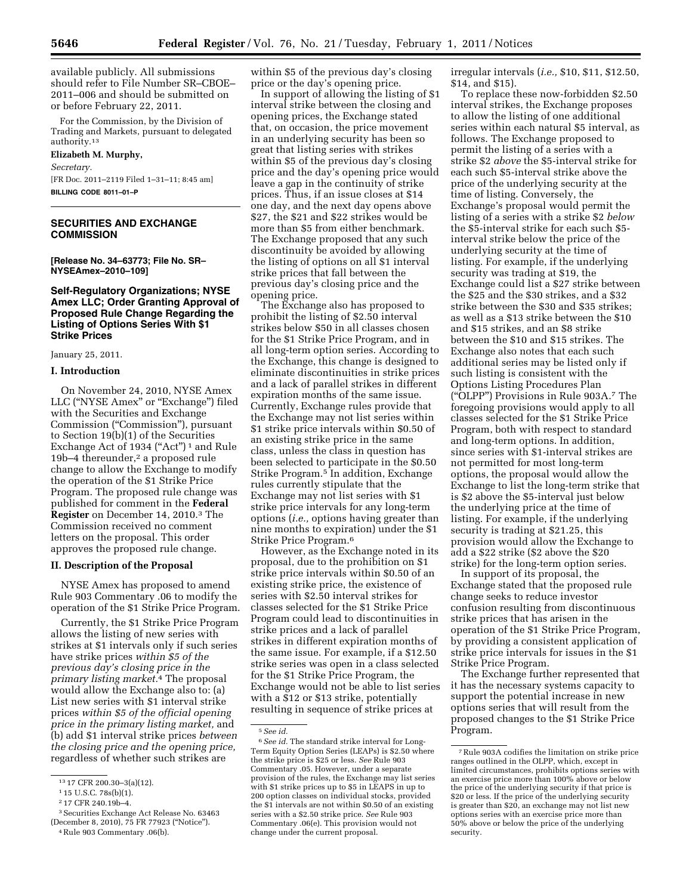available publicly. All submissions should refer to File Number SR–CBOE–2011–006 and should be submitted on or before February 22, 2011.

For the Commission, by the Division of Trading and Markets, pursuant to delegated authority.[13]

**Elizabeth M. Murphy,**

*Secretary.*

[FR Doc. 2011–2119 Filed 1–31–11; 8:45 am]

**BILLING CODE 8011–01–P**

---

## SECURITIES AND EXCHANGE COMMISSION

**[Release No. 34–63773; File No. SR–NYSEAmex–2010–109]**

### Self-Regulatory Organizations; NYSE Amex LLC; Order Granting Approval of Proposed Rule Change Regarding the Listing of Options Series With $1 Strike Prices

January 25, 2011.

#### I. Introduction

On November 24, 2010, NYSE Amex LLC ("NYSE Amex" or "Exchange") filed with the Securities and Exchange Commission ("Commission"), pursuant to Section 19(b)(1) of the Securities Exchange Act of 1934 ("Act")[1] and Rule 19b–4 thereunder,[2] a proposed rule change to allow the Exchange to modify the operation of the $1 Strike Price Program. The proposed rule change was published for comment in the **Federal Register** on December 14, 2010.[3] The Commission received no comment letters on the proposal. This order approves the proposed rule change.

#### II. Description of the Proposal

NYSE Amex has proposed to amend Rule 903 Commentary .06 to modify the operation of the $1 Strike Price Program.

Currently, the $1 Strike Price Program allows the listing of new series with strikes at $1 intervals only if such series have strike prices *within $5 of the previous day's closing price in the primary listing market.*[4] The proposal would allow the Exchange also to: (a) List new series with $1 interval strike prices *within $5 of the official opening price in the primary listing market,* and (b) add $1 interval strike prices *between the closing price and the opening price,* regardless of whether such strikes are within $5 of the previous day's closing price or the day's opening price.

In support of allowing the listing of $1 interval strike between the closing and opening prices, the Exchange stated that, on occasion, the price movement in an underlying security has been so great that listing series with strikes within $5 of the previous day's closing price and the day's opening price would leave a gap in the continuity of strike prices. Thus, if an issue closes at $14 one day, and the next day opens above $27, the $21 and $22 strikes would be more than $5 from either benchmark. The Exchange proposed that any such discontinuity be avoided by allowing the listing of options on all $1 interval strike prices that fall between the previous day's closing price and the opening price.

The Exchange also has proposed to prohibit the listing of $2.50 interval strikes below $50 in all classes chosen for the $1 Strike Price Program, and in all long-term option series. According to the Exchange, this change is designed to eliminate discontinuities in strike prices and a lack of parallel strikes in different expiration months of the same issue. Currently, Exchange rules provide that the Exchange may not list series within $1 strike price intervals within $0.50 of an existing strike price in the same class, unless the class in question has been selected to participate in the $0.50 Strike Program.[5] In addition, Exchange rules currently stipulate that the Exchange may not list series with $1 strike price intervals for any long-term options (*i.e.,* options having greater than nine months to expiration) under the $1 Strike Price Program.[6]

However, as the Exchange noted in its proposal, due to the prohibition on $1 strike price intervals within $0.50 of an existing strike price, the existence of series with $2.50 interval strikes for classes selected for the $1 Strike Price Program could lead to discontinuities in strike prices and a lack of parallel strikes in different expiration months of the same issue. For example, if a $12.50 strike series was open in a class selected for the $1 Strike Price Program, the Exchange would not be able to list series with a $12 or $13 strike, potentially resulting in sequence of strike prices at irregular intervals (*i.e.,* $10, $11, $12.50, $14, and $15).

To replace these now-forbidden $2.50 interval strikes, the Exchange proposes to allow the listing of one additional series within each natural $5 interval, as follows. The Exchange proposed to permit the listing of a series with a strike $2 *above* the $5-interval strike for each such $5-interval strike above the price of the underlying security at the time of listing. Conversely, the Exchange's proposal would permit the listing of a series with a strike $2 *below* the $5-interval strike for each such $5-interval strike below the price of the underlying security at the time of listing. For example, if the underlying security was trading at $19, the Exchange could list a $27 strike between the $25 and the $30 strikes, and a $32 strike between the $30 and $35 strikes; as well as a $13 strike between the $10 and $15 strikes, and an $8 strike between the $10 and $15 strikes. The Exchange also notes that each such additional series may be listed only if such listing is consistent with the Options Listing Procedures Plan ("OLPP") Provisions in Rule 903A.[7] The foregoing provisions would apply to all classes selected for the $1 Strike Price Program, both with respect to standard and long-term options. In addition, since series with $1-interval strikes are not permitted for most long-term options, the proposal would allow the Exchange to list the long-term strike that is $2 above the $5-interval just below the underlying price at the time of listing. For example, if the underlying security is trading at $21.25, this provision would allow the Exchange to add a $22 strike ($2 above the $20 strike) for the long-term option series.

In support of its proposal, the Exchange stated that the proposed rule change seeks to reduce investor confusion resulting from discontinuous strike prices that has arisen in the operation of the $1 Strike Price Program, by providing a consistent application of strike price intervals for issues in the $1 Strike Price Program.

The Exchange further represented that it has the necessary systems capacity to support the potential increase in new options series that will result from the proposed changes to the $1 Strike Price Program.

---

[13] 17 CFR 200.30–3(a)(12).

[1] 15 U.S.C. 78s(b)(1).

[2] 17 CFR 240.19b–4.

[3] Securities Exchange Act Release No. 63463 (December 8, 2010), 75 FR 77923 ("Notice").

[4] Rule 903 Commentary .06(b).

[5] *See id.*

[6] *See id.* The standard strike interval for Long-Term Equity Option Series (LEAPs) is $2.50 where the strike price is $25 or less. *See* Rule 903 Commentary .05. However, under a separate provision of the rules, the Exchange may list series with $1 strike prices up to $5 in LEAPS in up to 200 option classes on individual stocks, provided the $1 intervals are not within $0.50 of an existing series with a $2.50 strike price. *See* Rule 903 Commentary .06(e). This provision would not change under the current proposal.

[7] Rule 903A codifies the limitation on strike price ranges outlined in the OLPP, which, except in limited circumstances, prohibits options series with an exercise price more than 100% above or below the price of the underlying security if that price is $20 or less. If the price of the underlying security is greater than $20, an exchange may not list new options series with an exercise price more than 50% above or below the price of the underlying security.